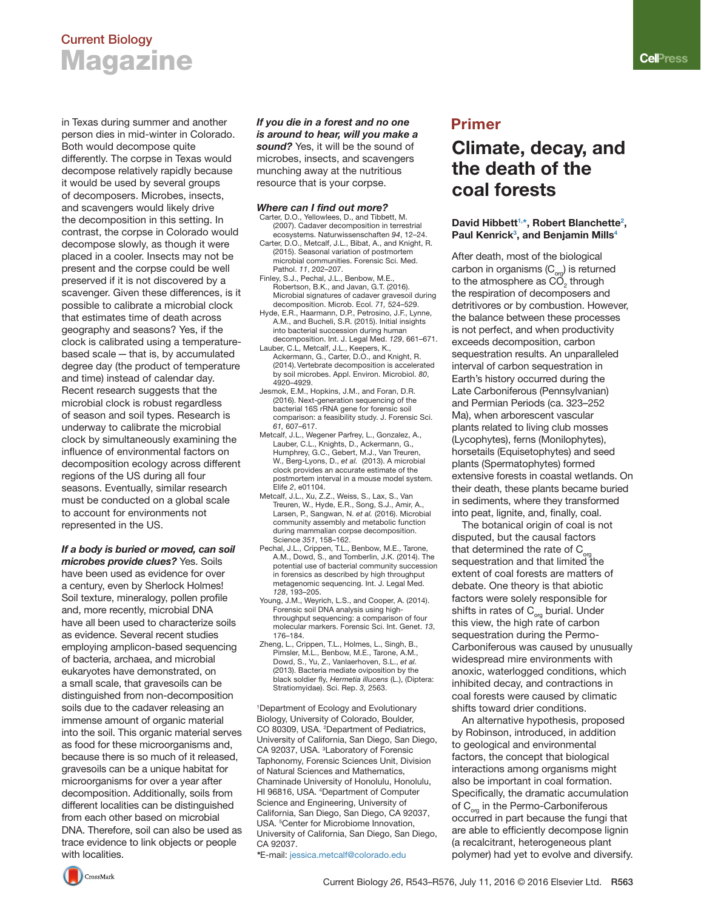in Texas during summer and another person dies in mid-winter in Colorado. Both would decompose quite differently. The corpse in Texas would decompose relatively rapidly because it would be used by several groups of decomposers. Microbes, insects, and scavengers would likely drive the decomposition in this setting. In contrast, the corpse in Colorado would decompose slowly, as though it were placed in a cooler. Insects may not be present and the corpse could be well preserved if it is not discovered by a scavenger. Given these differences, is it possible to calibrate a microbial clock that estimates time of death across geography and seasons? Yes, if the clock is calibrated using a temperature-based scale — that is, by accumulated degree day (the product of temperature and time) instead of calendar day. Recent research suggests that the microbial clock is robust regardless of season and soil types. Research is underway to calibrate the microbial clock by simultaneously examining the influence of environmental factors on decomposition ecology across different regions of the US during all four seasons. Eventually, similar research must be conducted on a global scale to account for environments not represented in the US.

***If a body is buried or moved, can soil microbes provide clues?*** Yes. Soils have been used as evidence for over a century, even by Sherlock Holmes! Soil texture, mineralogy, pollen profile and, more recently, microbial DNA have all been used to characterize soils as evidence. Several recent studies employing amplicon-based sequencing of bacteria, archaea, and microbial eukaryotes have demonstrated, on a small scale, that gravesoils can be distinguished from non-decomposition soils due to the cadaver releasing an immense amount of organic material into the soil. This organic material serves as food for these microorganisms and, because there is so much of it released, gravesoils can be a unique habitat for microorganisms for over a year after decomposition. Additionally, soils from different localities can be distinguished from each other based on microbial DNA. Therefore, soil can also be used as trace evidence to link objects or people with localities.

***If you die in a forest and no one is around to hear, will you make a sound?*** Yes, it will be the sound of microbes, insects, and scavengers munching away at the nutritious resource that is your corpse.

***Where can I find out more?***

Carter, D.O., Yellowlees, D., and Tibbett, M. (2007). Cadaver decomposition in terrestrial ecosystems. Naturwissenschaften *94*, 12–24.

Carter, D.O., Metcalf, J.L., Bibat, A., and Knight, R. (2015). Seasonal variation of postmortem microbial communities. Forensic Sci. Med. Pathol. *11*, 202–207.

Finley, S.J., Pechal, J.L., Benbow, M.E., Robertson, B.K., and Javan, G.T. (2016). Microbial signatures of cadaver gravesoil during decomposition. Microb. Ecol. *71*, 524–529.

Hyde, E.R., Haarmann, D.P., Petrosino, J.F., Lynne, A.M., and Bucheli, S.R. (2015). Initial insights into bacterial succession during human decomposition. Int. J. Legal Med. *129*, 661–671.

Lauber, C.L, Metcalf, J.L., Keepers, K., Ackermann, G., Carter, D.O., and Knight, R. (2014). Vertebrate decomposition is accelerated by soil microbes. Appl. Environ. Microbiol. *80*, 4920–4929.

Jesmok, E.M., Hopkins, J.M., and Foran, D.R. (2016). Next-generation sequencing of the bacterial 16S rRNA gene for forensic soil comparison: a feasibility study. J. Forensic Sci. *61*, 607–617.

Metcalf, J.L., Wegener Parfrey, L., Gonzalez, A., Lauber, C.L., Knights, D., Ackermann, G., Humphrey, G.C., Gebert, M.J., Van Treuren, W., Berg-Lyons, D., *et al.* (2013). A microbial clock provides an accurate estimate of the postmortem interval in a mouse model system. Elife *2*, e01104.

Metcalf, J.L., Xu, Z.Z., Weiss, S., Lax, S., Van Treuren, W., Hyde, E.R., Song, S.J., Amir, A., Larsen, P., Sangwan, N. *et al.* (2016). Microbial community assembly and metabolic function during mammalian corpse decomposition. Science *351*, 158–162.

Pechal, J.L., Crippen, T.L., Benbow, M.E., Tarone, A.M., Dowd, S., and Tomberlin, J.K. (2014). The potential use of bacterial community succession in forensics as described by high throughput metagenomic sequencing. Int. J. Legal Med. *128*, 193–205.

Young, J.M., Weyrich, L.S., and Cooper, A. (2014). Forensic soil DNA analysis using high-throughput sequencing: a comparison of four molecular markers. Forensic Sci. Int. Genet. *13*, 176–184.

Zheng, L., Crippen, T.L., Holmes, L., Singh, B., Pimsler, M.L., Benbow, M.E., Tarone, A.M., Dowd, S., Yu, Z., Vanlaerhoven, S.L., *et al.* (2013). Bacteria mediate oviposition by the black soldier fly, *Hermetia illucens* (L.), (Diptera: Stratiomyidae). Sci. Rep. *3*, 2563.

[1]Department of Ecology and Evolutionary Biology, University of Colorado, Boulder, CO 80309, USA. [2]Department of Pediatrics, University of California, San Diego, San Diego, CA 92037, USA. [3]Laboratory of Forensic Taphonomy, Forensic Sciences Unit, Division of Natural Sciences and Mathematics, Chaminade University of Honolulu, Honolulu, HI 96816, USA. [4]Department of Computer Science and Engineering, University of California, San Diego, San Diego, CA 92037, USA. [5]Center for Microbiome Innovation, University of California, San Diego, San Diego, CA 92037.
*E-mail: jessica.metcalf@colorado.edu

## Primer

# Climate, decay, and the death of the coal forests

**David Hibbett[1,*], Robert Blanchette[2], Paul Kenrick[3], and Benjamin Mills[4]**

After death, most of the biological carbon in organisms ($C_{org}$) is returned to the atmosphere as $CO_2$ through the respiration of decomposers and detritivores or by combustion. However, the balance between these processes is not perfect, and when productivity exceeds decomposition, carbon sequestration results. An unparalleled interval of carbon sequestration in Earth's history occurred during the Late Carboniferous (Pennsylvanian) and Permian Periods (ca. 323–252 Ma), when arborescent vascular plants related to living club mosses (Lycophytes), ferns (Monilophytes), horsetails (Equisetophytes) and seed plants (Spermatophytes) formed extensive forests in coastal wetlands. On their death, these plants became buried in sediments, where they transformed into peat, lignite, and, finally, coal.

The botanical origin of coal is not disputed, but the causal factors that determined the rate of $C_{org}$ sequestration and that limited the extent of coal forests are matters of debate. One theory is that abiotic factors were solely responsible for shifts in rates of $C_{org}$ burial. Under this view, the high rate of carbon sequestration during the Permo-Carboniferous was caused by unusually widespread mire environments with anoxic, waterlogged conditions, which inhibited decay, and contractions in coal forests were caused by climatic shifts toward drier conditions.

An alternative hypothesis, proposed by Robinson, introduced, in addition to geological and environmental factors, the concept that biological interactions among organisms might also be important in coal formation. Specifically, the dramatic accumulation of $C_{org}$ in the Permo-Carboniferous occurred in part because the fungi that are able to efficiently decompose lignin (a recalcitrant, heterogeneous plant polymer) had yet to evolve and diversify.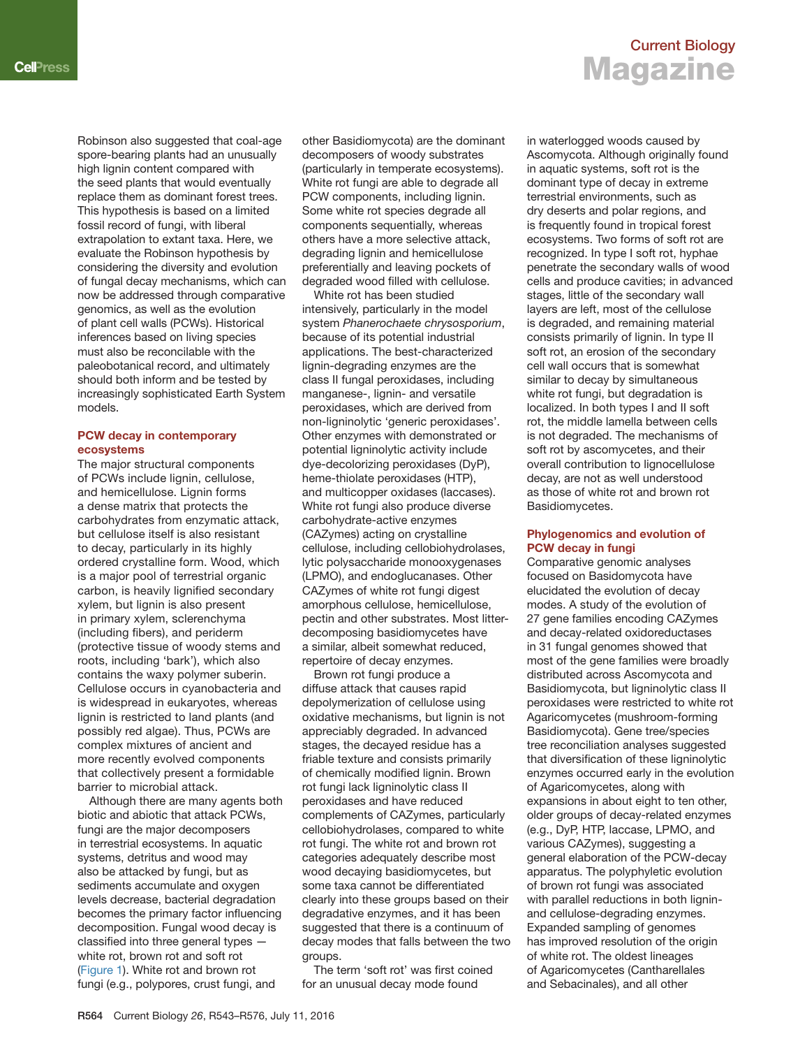Robinson also suggested that coal-age spore-bearing plants had an unusually high lignin content compared with the seed plants that would eventually replace them as dominant forest trees. This hypothesis is based on a limited fossil record of fungi, with liberal extrapolation to extant taxa. Here, we evaluate the Robinson hypothesis by considering the diversity and evolution of fungal decay mechanisms, which can now be addressed through comparative genomics, as well as the evolution of plant cell walls (PCWs). Historical inferences based on living species must also be reconcilable with the paleobotanical record, and ultimately should both inform and be tested by increasingly sophisticated Earth System models.

## PCW decay in contemporary ecosystems

The major structural components of PCWs include lignin, cellulose, and hemicellulose. Lignin forms a dense matrix that protects the carbohydrates from enzymatic attack, but cellulose itself is also resistant to decay, particularly in its highly ordered crystalline form. Wood, which is a major pool of terrestrial organic carbon, is heavily lignified secondary xylem, but lignin is also present in primary xylem, sclerenchyma (including fibers), and periderm (protective tissue of woody stems and roots, including 'bark'), which also contains the waxy polymer suberin. Cellulose occurs in cyanobacteria and is widespread in eukaryotes, whereas lignin is restricted to land plants (and possibly red algae). Thus, PCWs are complex mixtures of ancient and more recently evolved components that collectively present a formidable barrier to microbial attack.

Although there are many agents both biotic and abiotic that attack PCWs, fungi are the major decomposers in terrestrial ecosystems. In aquatic systems, detritus and wood may also be attacked by fungi, but as sediments accumulate and oxygen levels decrease, bacterial degradation becomes the primary factor influencing decomposition. Fungal wood decay is classified into three general types — white rot, brown rot and soft rot (Figure 1). White rot and brown rot fungi (e.g., polypores, crust fungi, and other Basidiomycota) are the dominant decomposers of woody substrates (particularly in temperate ecosystems). White rot fungi are able to degrade all PCW components, including lignin. Some white rot species degrade all components sequentially, whereas others have a more selective attack, degrading lignin and hemicellulose preferentially and leaving pockets of degraded wood filled with cellulose.

White rot has been studied intensively, particularly in the model system *Phanerochaete chrysosporium*, because of its potential industrial applications. The best-characterized lignin-degrading enzymes are the class II fungal peroxidases, including manganese-, lignin- and versatile peroxidases, which are derived from non-ligninolytic 'generic peroxidases'. Other enzymes with demonstrated or potential ligninolytic activity include dye-decolorizing peroxidases (DyP), heme-thiolate peroxidases (HTP), and multicopper oxidases (laccases). White rot fungi also produce diverse carbohydrate-active enzymes (CAZymes) acting on crystalline cellulose, including cellobiohydrolases, lytic polysaccharide monooxygenases (LPMO), and endoglucanases. Other CAZymes of white rot fungi digest amorphous cellulose, hemicellulose, pectin and other substrates. Most litter-decomposing basidiomycetes have a similar, albeit somewhat reduced, repertoire of decay enzymes.

Brown rot fungi produce a diffuse attack that causes rapid depolymerization of cellulose using oxidative mechanisms, but lignin is not appreciably degraded. In advanced stages, the decayed residue has a friable texture and consists primarily of chemically modified lignin. Brown rot fungi lack ligninolytic class II peroxidases and have reduced complements of CAZymes, particularly cellobiohydrolases, compared to white rot fungi. The white rot and brown rot categories adequately describe most wood decaying basidiomycetes, but some taxa cannot be differentiated clearly into these groups based on their degradative enzymes, and it has been suggested that there is a continuum of decay modes that falls between the two groups.

The term 'soft rot' was first coined for an unusual decay mode found in waterlogged woods caused by Ascomycota. Although originally found in aquatic systems, soft rot is the dominant type of decay in extreme terrestrial environments, such as dry deserts and polar regions, and is frequently found in tropical forest ecosystems. Two forms of soft rot are recognized. In type I soft rot, hyphae penetrate the secondary walls of wood cells and produce cavities; in advanced stages, little of the secondary wall layers are left, most of the cellulose is degraded, and remaining material consists primarily of lignin. In type II soft rot, an erosion of the secondary cell wall occurs that is somewhat similar to decay by simultaneous white rot fungi, but degradation is localized. In both types I and II soft rot, the middle lamella between cells is not degraded. The mechanisms of soft rot by ascomycetes, and their overall contribution to lignocellulose decay, are not as well understood as those of white rot and brown rot Basidiomycetes.

## Phylogenomics and evolution of PCW decay in fungi

Comparative genomic analyses focused on Basidomycota have elucidated the evolution of decay modes. A study of the evolution of 27 gene families encoding CAZymes and decay-related oxidoreductases in 31 fungal genomes showed that most of the gene families were broadly distributed across Ascomycota and Basidiomycota, but ligninolytic class II peroxidases were restricted to white rot Agaricomycetes (mushroom-forming Basidiomycota). Gene tree/species tree reconciliation analyses suggested that diversification of these ligninolytic enzymes occurred early in the evolution of Agaricomycetes, along with expansions in about eight to ten other, older groups of decay-related enzymes (e.g., DyP, HTP, laccase, LPMO, and various CAZymes), suggesting a general elaboration of the PCW-decay apparatus. The polyphyletic evolution of brown rot fungi was associated with parallel reductions in both lignin- and cellulose-degrading enzymes. Expanded sampling of genomes has improved resolution of the origin of white rot. The oldest lineages of Agaricomycetes (Cantharellales and Sebacinales), and all other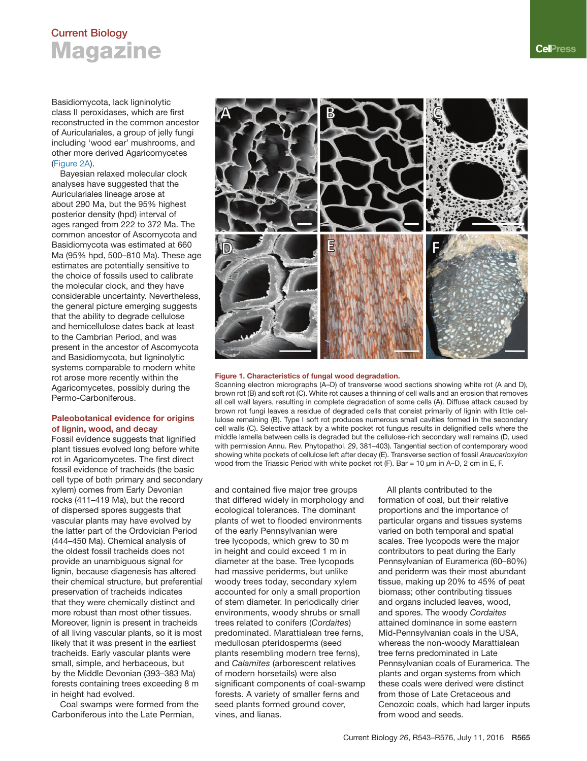Basidiomycota, lack ligninolytic class II peroxidases, which are first reconstructed in the common ancestor of Auriculariales, a group of jelly fungi including 'wood ear' mushrooms, and other more derived Agaricomycetes (Figure 2A).

Bayesian relaxed molecular clock analyses have suggested that the Auriculariales lineage arose at about 290 Ma, but the 95% highest posterior density (hpd) interval of ages ranged from 222 to 372 Ma. The common ancestor of Ascomycota and Basidiomycota was estimated at 660 Ma (95% hpd, 500–810 Ma). These age estimates are potentially sensitive to the choice of fossils used to calibrate the molecular clock, and they have considerable uncertainty. Nevertheless, the general picture emerging suggests that the ability to degrade cellulose and hemicellulose dates back at least to the Cambrian Period, and was present in the ancestor of Ascomycota and Basidiomycota, but ligninolytic systems comparable to modern white rot arose more recently within the Agaricomycetes, possibly during the Permo-Carboniferous.

**Figure 1. Characteristics of fungal wood degradation.**
Scanning electron micrographs (A–D) of transverse wood sections showing white rot (A and D), brown rot (B) and soft rot (C). White rot causes a thinning of cell walls and an erosion that removes all cell wall layers, resulting in complete degradation of some cells (A). Diffuse attack caused by brown rot fungi leaves a residue of degraded cells that consist primarily of lignin with little cellulose remaining (B). Type I soft rot produces numerous small cavities formed in the secondary cell walls (C). Selective attack by a white pocket rot fungus results in delignified cells where the middle lamella between cells is degraded but the cellulose-rich secondary wall remains (D, used with permission Annu. Rev. Phytopathol. *29*, 381–403). Tangential section of contemporary wood showing white pockets of cellulose left after decay (E). Transverse section of fossil *Araucarioxylon* wood from the Triassic Period with white pocket rot (F). Bar = 10 µm in A–D, 2 cm in E, F.

## Paleobotanical evidence for origins of lignin, wood, and decay

Fossil evidence suggests that lignified plant tissues evolved long before white rot in Agaricomycetes. The first direct fossil evidence of tracheids (the basic cell type of both primary and secondary xylem) comes from Early Devonian rocks (411–419 Ma), but the record of dispersed spores suggests that vascular plants may have evolved by the latter part of the Ordovician Period (444–450 Ma). Chemical analysis of the oldest fossil tracheids does not provide an unambiguous signal for lignin, because diagenesis has altered their chemical structure, but preferential preservation of tracheids indicates that they were chemically distinct and more robust than most other tissues. Moreover, lignin is present in tracheids of all living vascular plants, so it is most likely that it was present in the earliest tracheids. Early vascular plants were small, simple, and herbaceous, but by the Middle Devonian (393–383 Ma) forests containing trees exceeding 8 m in height had evolved.

Coal swamps were formed from the Carboniferous into the Late Permian, and contained five major tree groups that differed widely in morphology and ecological tolerances. The dominant plants of wet to flooded environments of the early Pennsylvanian were tree lycopods, which grew to 30 m in height and could exceed 1 m in diameter at the base. Tree lycopods had massive periderms, but unlike woody trees today, secondary xylem accounted for only a small proportion of stem diameter. In periodically drier environments, woody shrubs or small trees related to conifers (*Cordaites*) predominated. Marattialean tree ferns, medullosan pteridosperms (seed plants resembling modern tree ferns), and *Calamites* (arborescent relatives of modern horsetails) were also significant components of coal-swamp forests. A variety of smaller ferns and seed plants formed ground cover, vines, and lianas.

All plants contributed to the formation of coal, but their relative proportions and the importance of particular organs and tissues systems varied on both temporal and spatial scales. Tree lycopods were the major contributors to peat during the Early Pennsylvanian of Euramerica (60–80%) and periderm was their most abundant tissue, making up 20% to 45% of peat biomass; other contributing tissues and organs included leaves, wood, and spores. The woody *Cordaites* attained dominance in some eastern Mid-Pennsylvanian coals in the USA, whereas the non-woody Marattialean tree ferns predominated in Late Pennsylvanian coals of Euramerica. The plants and organ systems from which these coals were derived were distinct from those of Late Cretaceous and Cenozoic coals, which had larger inputs from wood and seeds.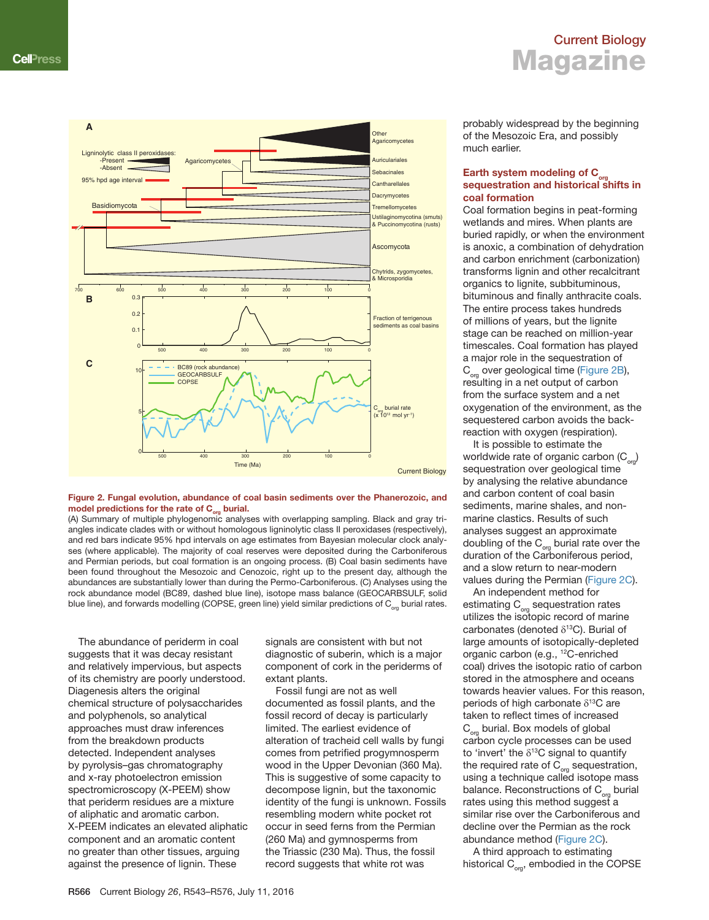**Figure 2. Fungal evolution, abundance of coal basin sediments over the Phanerozoic, and model predictions for the rate of $C_{org}$ burial.**

(A) Summary of multiple phylogenomic analyses with overlapping sampling. Black and gray triangles indicate clades with or without homologous ligninolytic class II peroxidases (respectively), and red bars indicate 95% hpd intervals on age estimates from Bayesian molecular clock analyses (where applicable). The majority of coal reserves were deposited during the Carboniferous and Permian periods, but coal formation is an ongoing process. (B) Coal basin sediments have been found throughout the Mesozoic and Cenozoic, right up to the present day, although the abundances are substantially lower than during the Permo-Carboniferous. (C) Analyses using the rock abundance model (BC89, dashed blue line), isotope mass balance (GEOCARBSULF, solid blue line), and forwards modelling (COPSE, green line) yield similar predictions of $C_{org}$ burial rates.

The abundance of periderm in coal suggests that it was decay resistant and relatively impervious, but aspects of its chemistry are poorly understood. Diagenesis alters the original chemical structure of polysaccharides and polyphenols, so analytical approaches must draw inferences from the breakdown products detected. Independent analyses by pyrolysis–gas chromatography and x-ray photoelectron emission spectromicroscopy (X-PEEM) show that periderm residues are a mixture of aliphatic and aromatic carbon. X-PEEM indicates an elevated aliphatic component and an aromatic content no greater than other tissues, arguing against the presence of lignin. These signals are consistent with but not diagnostic of suberin, which is a major component of cork in the periderms of extant plants.

Fossil fungi are not as well documented as fossil plants, and the fossil record of decay is particularly limited. The earliest evidence of alteration of tracheid cell walls by fungi comes from petrified progymnosperm wood in the Upper Devonian (360 Ma). This is suggestive of some capacity to decompose lignin, but the taxonomic identity of the fungi is unknown. Fossils resembling modern white pocket rot occur in seed ferns from the Permian (260 Ma) and gymnosperms from the Triassic (230 Ma). Thus, the fossil record suggests that white rot was probably widespread by the beginning of the Mesozoic Era, and possibly much earlier.

## Earth system modeling of $C_{org}$ sequestration and historical shifts in coal formation

Coal formation begins in peat-forming wetlands and mires. When plants are buried rapidly, or when the environment is anoxic, a combination of dehydration and carbon enrichment (carbonization) transforms lignin and other recalcitrant organics to lignite, subbituminous, bituminous and finally anthracite coals. The entire process takes hundreds of millions of years, but the lignite stage can be reached on million-year timescales. Coal formation has played a major role in the sequestration of $C_{org}$ over geological time (Figure 2B), resulting in a net output of carbon from the surface system and a net oxygenation of the environment, as the sequestered carbon avoids the back-reaction with oxygen (respiration).

It is possible to estimate the worldwide rate of organic carbon ($C_{org}$) sequestration over geological time by analysing the relative abundance and carbon content of coal basin sediments, marine shales, and non-marine clastics. Results of such analyses suggest an approximate doubling of the $C_{org}$ burial rate over the duration of the Carboniferous period, and a slow return to near-modern values during the Permian (Figure 2C).

An independent method for estimating $C_{org}$ sequestration rates utilizes the isotopic record of marine carbonates (denoted $\delta^{13}C$). Burial of large amounts of isotopically-depleted organic carbon (e.g., $^{12}C$-enriched coal) drives the isotopic ratio of carbon stored in the atmosphere and oceans towards heavier values. For this reason, periods of high carbonate $\delta^{13}C$ are taken to reflect times of increased $C_{org}$ burial. Box models of global carbon cycle processes can be used to 'invert' the $\delta^{13}C$ signal to quantify the required rate of $C_{org}$ sequestration, using a technique called isotope mass balance. Reconstructions of $C_{org}$ burial rates using this method suggest a similar rise over the Carboniferous and decline over the Permian as the rock abundance method (Figure 2C).

A third approach to estimating historical $C_{org}$, embodied in the COPSE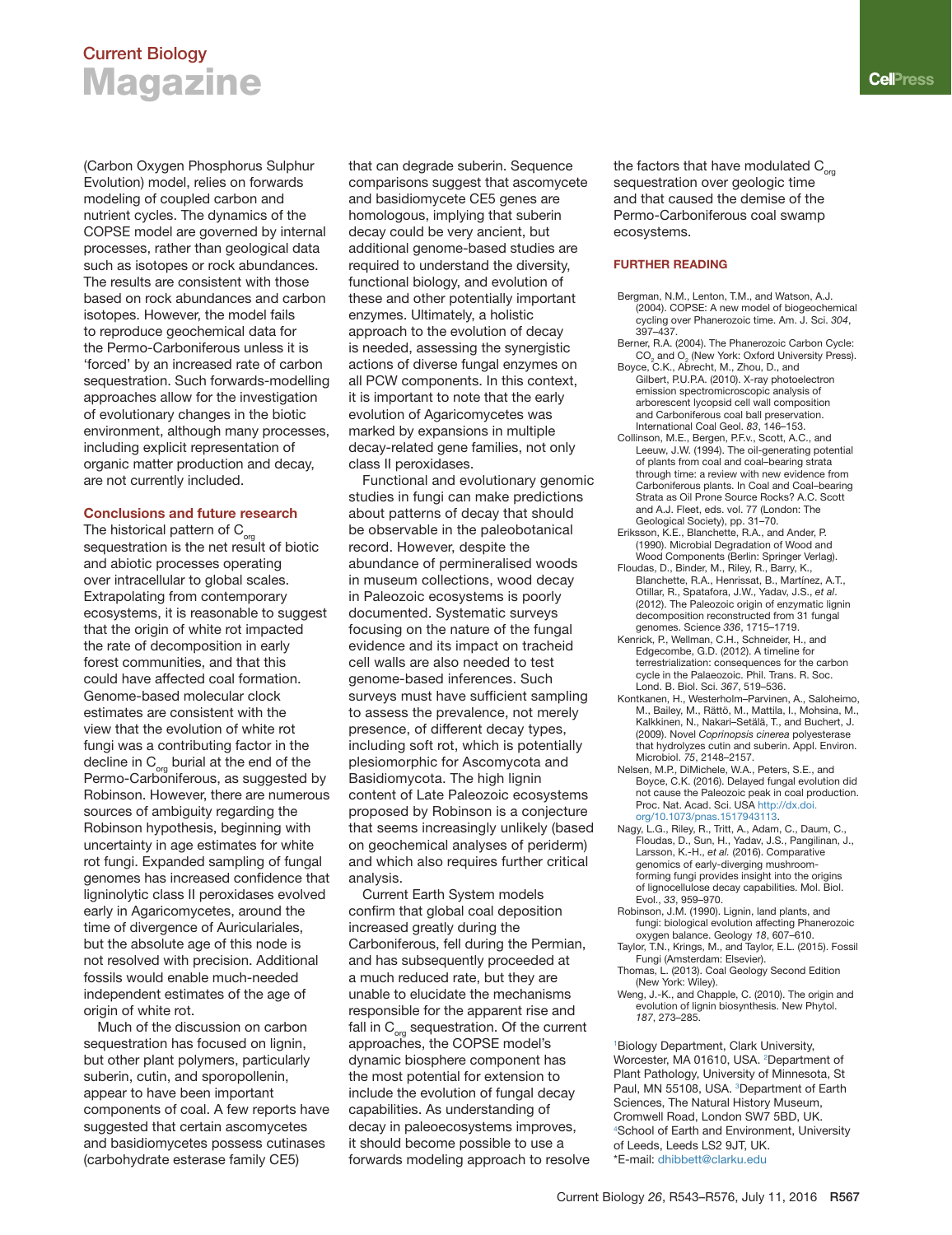(Carbon Oxygen Phosphorus Sulphur Evolution) model, relies on forwards modeling of coupled carbon and nutrient cycles. The dynamics of the COPSE model are governed by internal processes, rather than geological data such as isotopes or rock abundances. The results are consistent with those based on rock abundances and carbon isotopes. However, the model fails to reproduce geochemical data for the Permo-Carboniferous unless it is 'forced' by an increased rate of carbon sequestration. Such forwards-modelling approaches allow for the investigation of evolutionary changes in the biotic environment, although many processes, including explicit representation of organic matter production and decay, are not currently included.

## Conclusions and future research

The historical pattern of $C_{org}$ sequestration is the net result of biotic and abiotic processes operating over intracellular to global scales. Extrapolating from contemporary ecosystems, it is reasonable to suggest that the origin of white rot impacted the rate of decomposition in early forest communities, and that this could have affected coal formation. Genome-based molecular clock estimates are consistent with the view that the evolution of white rot fungi was a contributing factor in the decline in $C_{org}$ burial at the end of the Permo-Carboniferous, as suggested by Robinson. However, there are numerous sources of ambiguity regarding the Robinson hypothesis, beginning with uncertainty in age estimates for white rot fungi. Expanded sampling of fungal genomes has increased confidence that ligninolytic class II peroxidases evolved early in Agaricomycetes, around the time of divergence of Auriculariales, but the absolute age of this node is not resolved with precision. Additional fossils would enable much-needed independent estimates of the age of origin of white rot.

Much of the discussion on carbon sequestration has focused on lignin, but other plant polymers, particularly suberin, cutin, and sporopollenin, appear to have been important components of coal. A few reports have suggested that certain ascomycetes and basidiomycetes possess cutinases (carbohydrate esterase family CE5) that can degrade suberin. Sequence comparisons suggest that ascomycete and basidiomycete CE5 genes are homologous, implying that suberin decay could be very ancient, but additional genome-based studies are required to understand the diversity, functional biology, and evolution of these and other potentially important enzymes. Ultimately, a holistic approach to the evolution of decay is needed, assessing the synergistic actions of diverse fungal enzymes on all PCW components. In this context, it is important to note that the early evolution of Agaricomycetes was marked by expansions in multiple decay-related gene families, not only class II peroxidases.

Functional and evolutionary genomic studies in fungi can make predictions about patterns of decay that should be observable in the paleobotanical record. However, despite the abundance of permineralised woods in museum collections, wood decay in Paleozoic ecosystems is poorly documented. Systematic surveys focusing on the nature of the fungal evidence and its impact on tracheid cell walls are also needed to test genome-based inferences. Such surveys must have sufficient sampling to assess the prevalence, not merely presence, of different decay types, including soft rot, which is potentially plesiomorphic for Ascomycota and Basidiomycota. The high lignin content of Late Paleozoic ecosystems proposed by Robinson is a conjecture that seems increasingly unlikely (based on geochemical analyses of periderm) and which also requires further critical analysis.

Current Earth System models confirm that global coal deposition increased greatly during the Carboniferous, fell during the Permian, and has subsequently proceeded at a much reduced rate, but they are unable to elucidate the mechanisms responsible for the apparent rise and fall in $C_{org}$ sequestration. Of the current approaches, the COPSE model's dynamic biosphere component has the most potential for extension to include the evolution of fungal decay capabilities. As understanding of decay in paleoecosystems improves, it should become possible to use a forwards modeling approach to resolve the factors that have modulated $C_{org}$ sequestration over geologic time and that caused the demise of the Permo-Carboniferous coal swamp ecosystems.

## FURTHER READING

Bergman, N.M., Lenton, T.M., and Watson, A.J. (2004). COPSE: A new model of biogeochemical cycling over Phanerozoic time. Am. J. Sci. *304*, 397–437.

Berner, R.A. (2004). The Phanerozoic Carbon Cycle: $CO_2$ and $O_2$ (New York: Oxford University Press).

Boyce, C.K., Abrecht, M., Zhou, D., and Gilbert, P.U.P.A. (2010). X-ray photoelectron emission spectromicroscopic analysis of arborescent lycopsid cell wall composition and Carboniferous coal ball preservation. International Coal Geol. *83*, 146–153.

Collinson, M.E., Bergen, P.F.v., Scott, A.C., and Leeuw, J.W. (1994). The oil-generating potential of plants from coal and coal-bearing strata through time: a review with new evidence from Carboniferous plants. In Coal and Coal-bearing Strata as Oil Prone Source Rocks? A.C. Scott and A.J. Fleet, eds. vol. 77 (London: The Geological Society), pp. 31–70.

Eriksson, K.E., Blanchette, R.A., and Ander, P. (1990). Microbial Degradation of Wood and Wood Components (Berlin: Springer Verlag).

Floudas, D., Binder, M., Riley, R., Barry, K., Blanchette, R.A., Henrissat, B., Martínez, A.T., Otillar, R., Spatafora, J.W., Yadav, J.S., *et al*. (2012). The Paleozoic origin of enzymatic lignin decomposition reconstructed from 31 fungal genomes. Science *336*, 1715–1719.

Kenrick, P., Wellman, C.H., Schneider, H., and Edgecombe, G.D. (2012). A timeline for terrestrialization: consequences for the carbon cycle in the Palaeozoic. Phil. Trans. R. Soc. Lond. B. Biol. Sci. *367*, 519–536.

Kontkanen, H., Westerholm–Parvinen, A., Saloheimo, M., Bailey, M., Rättö, M., Mattila, I., Mohsina, M., Kalkkinen, N., Nakari–Setälä, T., and Buchert, J. (2009). Novel *Coprinopsis cinerea* polyesterase that hydrolyzes cutin and suberin. Appl. Environ. Microbiol. *75*, 2148–2157.

Nelsen, M.P., DiMichele, W.A., Peters, S.E., and Boyce, C.K. (2016). Delayed fungal evolution did not cause the Paleozoic peak in coal production. Proc. Nat. Acad. Sci. USA http://dx.doi.org/10.1073/pnas.1517943113.

Nagy, L.G., Riley, R., Tritt, A., Adam, C., Daum, C., Floudas, D., Sun, H., Yadav, J.S., Pangilinan, J., Larsson, K.-H., *et al.* (2016). Comparative genomics of early-diverging mushroom-forming fungi provides insight into the origins of lignocellulose decay capabilities. Mol. Biol. Evol., *33*, 959–970.

Robinson, J.M. (1990). Lignin, land plants, and fungi: biological evolution affecting Phanerozoic oxygen balance. Geology *18*, 607–610.

Taylor, T.N., Krings, M., and Taylor, E.L. (2015). Fossil Fungi (Amsterdam: Elsevier).

Thomas, L. (2013). Coal Geology Second Edition (New York: Wiley).

Weng, J.-K., and Chapple, C. (2010). The origin and evolution of lignin biosynthesis. New Phytol. *187*, 273–285.

[1]Biology Department, Clark University, Worcester, MA 01610, USA. [2]Department of Plant Pathology, University of Minnesota, St Paul, MN 55108, USA. [3]Department of Earth Sciences, The Natural History Museum, Cromwell Road, London SW7 5BD, UK. [4]School of Earth and Environment, University of Leeds, Leeds LS2 9JT, UK.
*E-mail: dhibbett@clarku.edu